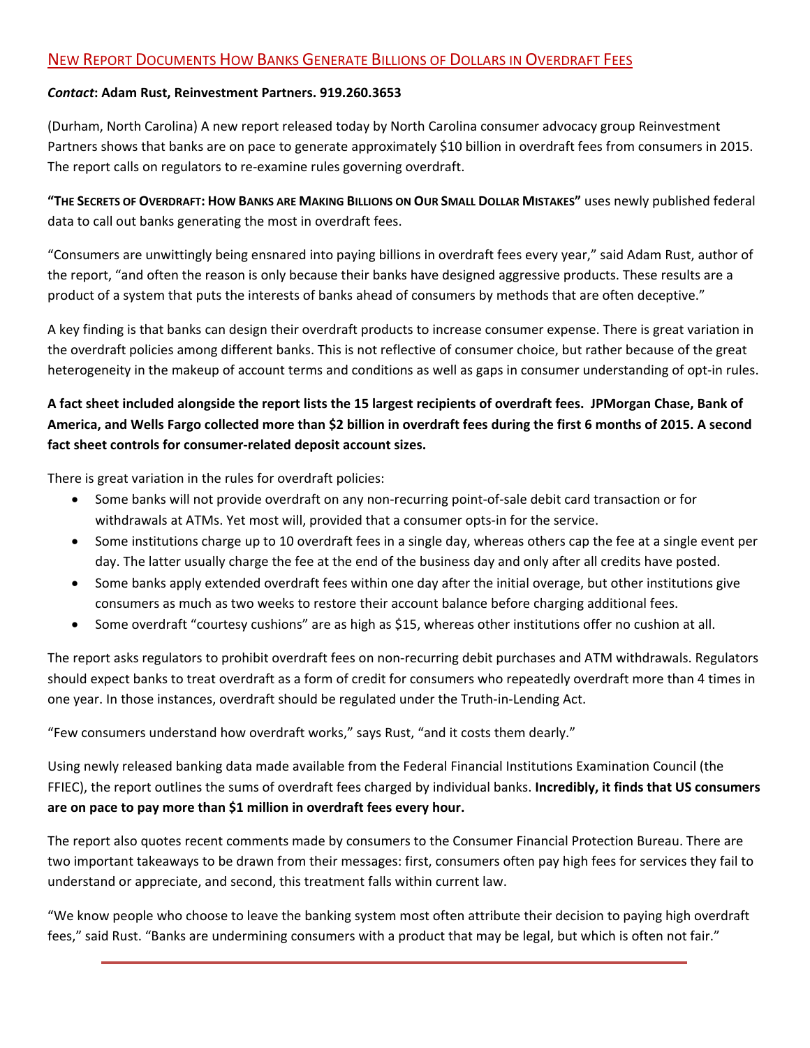# New Report Documents How Banks Generate Billions of Dollars in Overdraft Fees

***Contact*: Adam Rust, Reinvestment Partners. 919.260.3653**

(Durham, North Carolina) A new report released today by North Carolina consumer advocacy group Reinvestment Partners shows that banks are on pace to generate approximately $10 billion in overdraft fees from consumers in 2015. The report calls on regulators to re-examine rules governing overdraft.

**"The Secrets of Overdraft: How Banks are Making Billions on Our Small Dollar Mistakes"** uses newly published federal data to call out banks generating the most in overdraft fees.

"Consumers are unwittingly being ensnared into paying billions in overdraft fees every year," said Adam Rust, author of the report, "and often the reason is only because their banks have designed aggressive products. These results are a product of a system that puts the interests of banks ahead of consumers by methods that are often deceptive."

A key finding is that banks can design their overdraft products to increase consumer expense. There is great variation in the overdraft policies among different banks. This is not reflective of consumer choice, but rather because of the great heterogeneity in the makeup of account terms and conditions as well as gaps in consumer understanding of opt-in rules.

**A fact sheet included alongside the report lists the 15 largest recipients of overdraft fees. JPMorgan Chase, Bank of America, and Wells Fargo collected more than $2 billion in overdraft fees during the first 6 months of 2015. A second fact sheet controls for consumer-related deposit account sizes.**

There is great variation in the rules for overdraft policies:

- Some banks will not provide overdraft on any non-recurring point-of-sale debit card transaction or for withdrawals at ATMs. Yet most will, provided that a consumer opts-in for the service.
- Some institutions charge up to 10 overdraft fees in a single day, whereas others cap the fee at a single event per day. The latter usually charge the fee at the end of the business day and only after all credits have posted.
- Some banks apply extended overdraft fees within one day after the initial overage, but other institutions give consumers as much as two weeks to restore their account balance before charging additional fees.
- Some overdraft "courtesy cushions" are as high as $15, whereas other institutions offer no cushion at all.

The report asks regulators to prohibit overdraft fees on non-recurring debit purchases and ATM withdrawals. Regulators should expect banks to treat overdraft as a form of credit for consumers who repeatedly overdraft more than 4 times in one year. In those instances, overdraft should be regulated under the Truth-in-Lending Act.

"Few consumers understand how overdraft works," says Rust, "and it costs them dearly."

Using newly released banking data made available from the Federal Financial Institutions Examination Council (the FFIEC), the report outlines the sums of overdraft fees charged by individual banks. **Incredibly, it finds that US consumers are on pace to pay more than $1 million in overdraft fees every hour.**

The report also quotes recent comments made by consumers to the Consumer Financial Protection Bureau. There are two important takeaways to be drawn from their messages: first, consumers often pay high fees for services they fail to understand or appreciate, and second, this treatment falls within current law.

"We know people who choose to leave the banking system most often attribute their decision to paying high overdraft fees," said Rust. "Banks are undermining consumers with a product that may be legal, but which is often not fair."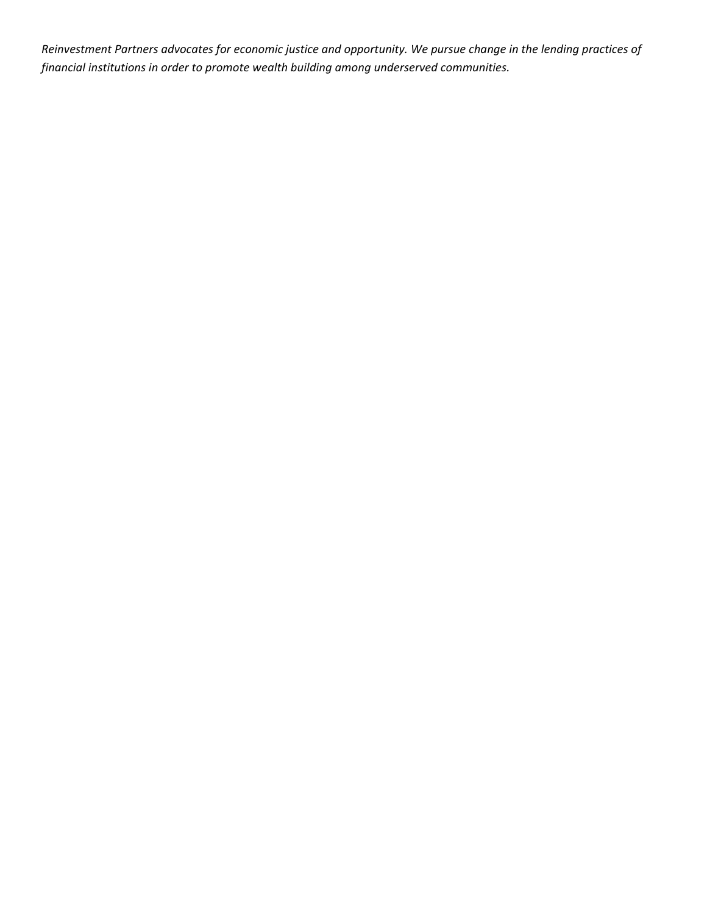*Reinvestment Partners advocates for economic justice and opportunity. We pursue change in the lending practices of financial institutions in order to promote wealth building among underserved communities.*